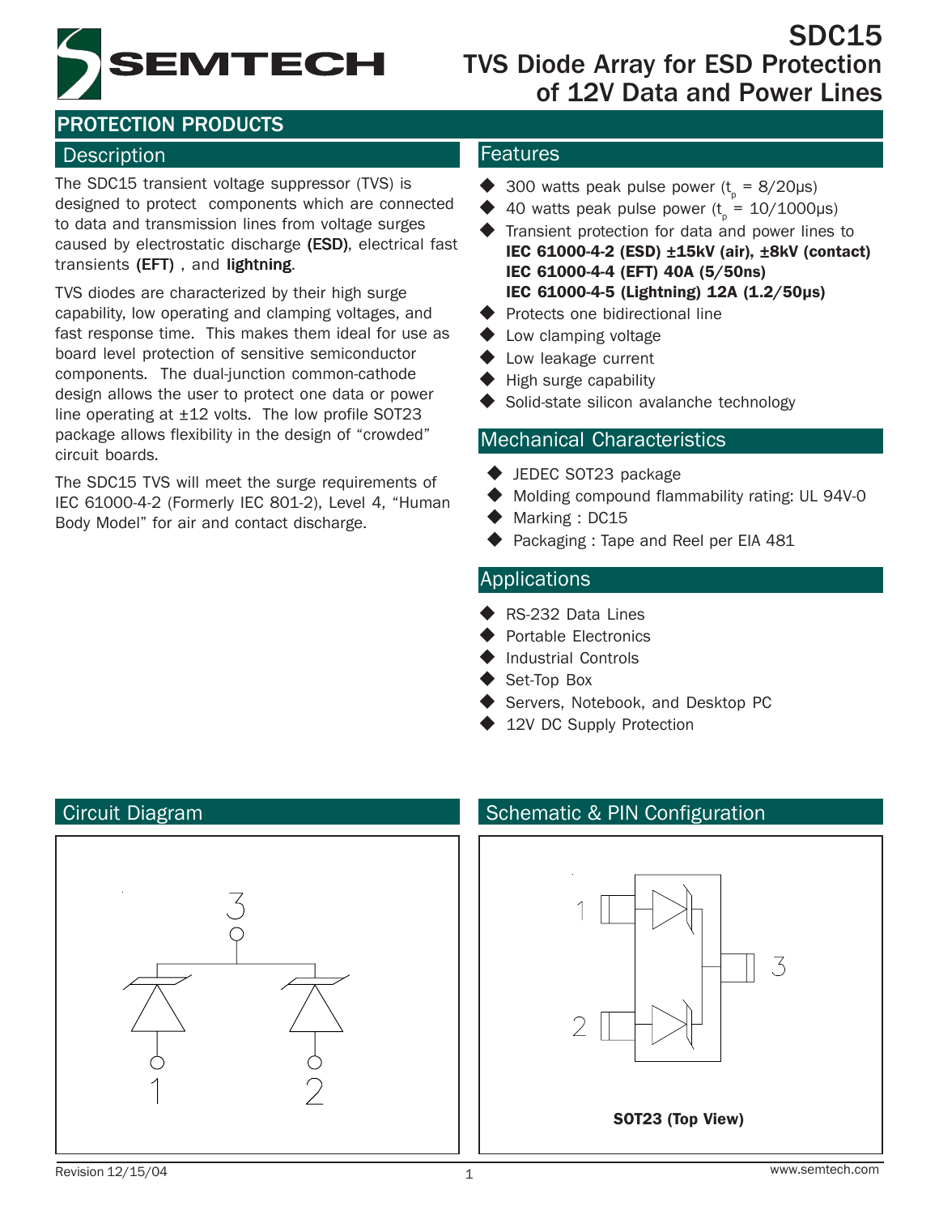# SDC15

# TVS Diode Array for ESD Protection of 12V Data and Power Lines

## PROTECTION PRODUCTS

### Description

The SDC15 transient voltage suppressor (TVS) is designed to protect components which are connected to data and transmission lines from voltage surges caused by electrostatic discharge **(ESD)**, electrical fast transients **(EFT)** , and **lightning**.

TVS diodes are characterized by their high surge capability, low operating and clamping voltages, and fast response time. This makes them ideal for use as board level protection of sensitive semiconductor components. The dual-junction common-cathode design allows the user to protect one data or power line operating at ±12 volts. The low profile SOT23 package allows flexibility in the design of "crowded" circuit boards.

The SDC15 TVS will meet the surge requirements of IEC 61000-4-2 (Formerly IEC 801-2), Level 4, "Human Body Model" for air and contact discharge.

### Features

- 300 watts peak pulse power ($t_p$ = 8/20μs)
- 40 watts peak pulse power ($t_p$ = 10/1000μs)
- Transient protection for data and power lines to **IEC 61000-4-2 (ESD) ±15kV (air), ±8kV (contact)** **IEC 61000-4-4 (EFT) 40A (5/50ns)** **IEC 61000-4-5 (Lightning) 12A (1.2/50μs)**
- Protects one bidirectional line
- Low clamping voltage
- Low leakage current
- High surge capability
- Solid-state silicon avalanche technology

### Mechanical Characteristics

- JEDEC SOT23 package
- Molding compound flammability rating: UL 94V-0
- Marking : DC15
- Packaging : Tape and Reel per EIA 481

### Applications

- RS-232 Data Lines
- Portable Electronics
- Industrial Controls
- Set-Top Box
- Servers, Notebook, and Desktop PC
- 12V DC Supply Protection

### Circuit Diagram

### Schematic & PIN Configuration

**SOT23 (Top View)**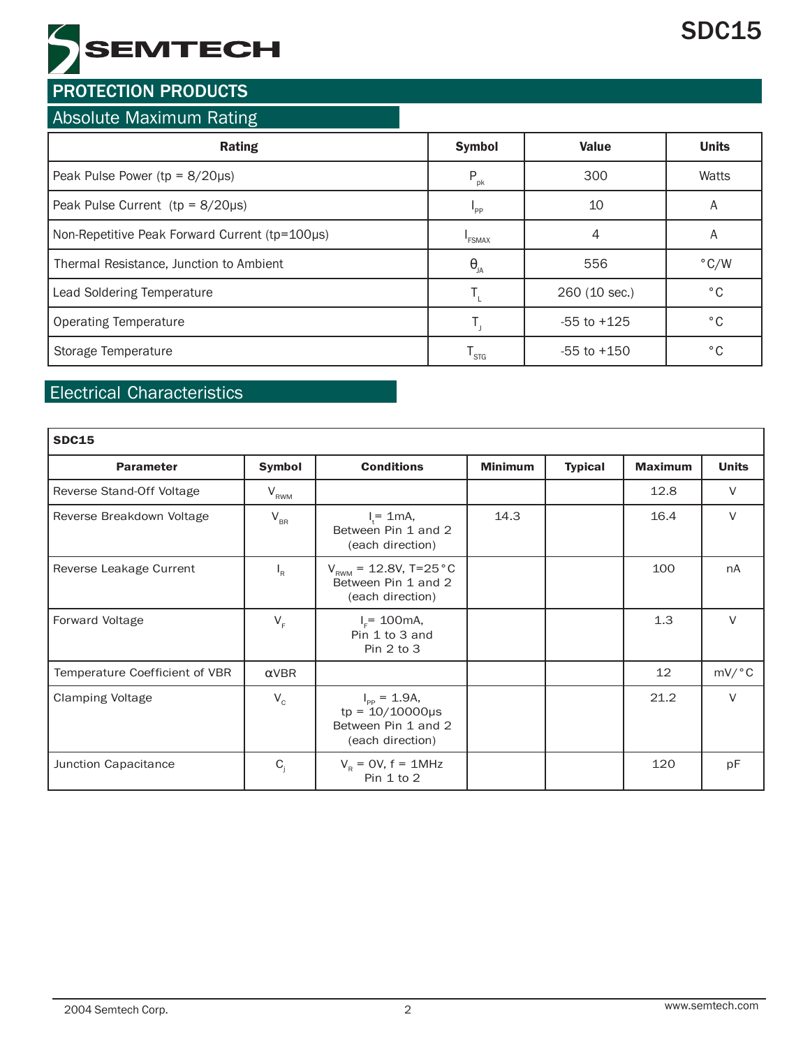## PROTECTION PRODUCTS

### Absolute Maximum Rating

| Rating | Symbol | Value | Units |
|---|---|---|---|
| Peak Pulse Power (tp = 8/20μs) | $P_{pk}$ | 300 | Watts |
| Peak Pulse Current (tp = 8/20μs) | $I_{PP}$ | 10 | A |
| Non-Repetitive Peak Forward Current (tp=100μs) | $I_{FSMAX}$ | 4 | A |
| Thermal Resistance, Junction to Ambient | $\theta_{JA}$ | 556 | °C/W |
| Lead Soldering Temperature | $T_L$ | 260 (10 sec.) | °C |
| Operating Temperature | $T_J$ | -55 to +125 | °C |
| Storage Temperature | $T_{STG}$ | -55 to +150 | °C |

### Electrical Characteristics

**SDC15**

| Parameter | Symbol | Conditions | Minimum | Typical | Maximum | Units |
|---|---|---|---|---|---|---|
| Reverse Stand-Off Voltage | $V_{RWM}$ | | | | 12.8 | V |
| Reverse Breakdown Voltage | $V_{BR}$ | $I_t$= 1mA, Between Pin 1 and 2 (each direction) | 14.3 | | 16.4 | V |
| Reverse Leakage Current | $I_R$ | $V_{RWM}$ = 12.8V, T=25°C Between Pin 1 and 2 (each direction) | | | 100 | nA |
| Forward Voltage | $V_F$ | $I_F$= 100mA, Pin 1 to 3 and Pin 2 to 3 | | | 1.3 | V |
| Temperature Coefficient of VBR | αVBR | | | | 12 | mV/°C |
| Clamping Voltage | $V_C$ | $I_{PP}$ = 1.9A, tp = 10/10000μs Between Pin 1 and 2 (each direction) | | | 21.2 | V |
| Junction Capacitance | $C_j$ | $V_R$ = 0V, f = 1MHz Pin 1 to 2 | | | 120 | pF |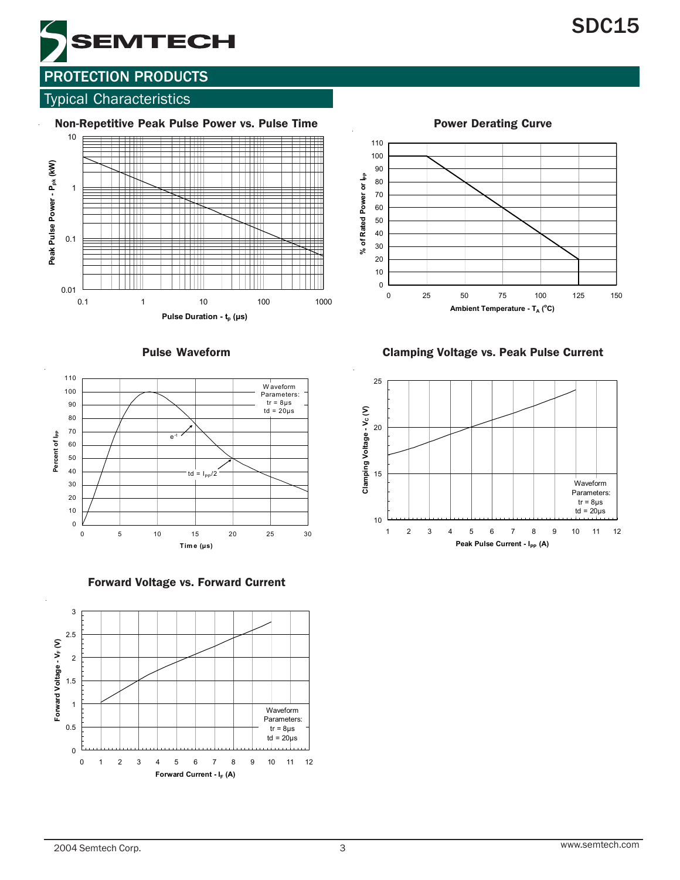## PROTECTION PRODUCTS

### Typical Characteristics

**Non-Repetitive Peak Pulse Power vs. Pulse Time**

Peak Pulse Power - $P_{pk}$ (kW)

Pulse Duration - $t_p$ (µs)

**Power Derating Curve**

% of Rated Power or $I_{PP}$

Ambient Temperature - $T_A$ (°C)

**Pulse Waveform**

Percent of $I_{PP}$

Time (µs)

Waveform Parameters: tr = 8µs, td = 20µs

$e^{-t}$

td = $I_{PP}/2$

**Clamping Voltage vs. Peak Pulse Current**

Clamping Voltage - $V_C$ (V)

Peak Pulse Current - $I_{PP}$ (A)

Waveform Parameters: tr = 8µs, td = 20µs

**Forward Voltage vs. Forward Current**

Forward Voltage - $V_F$ (V)

Forward Current - $I_F$ (A)

Waveform Parameters: tr = 8µs, td = 20µs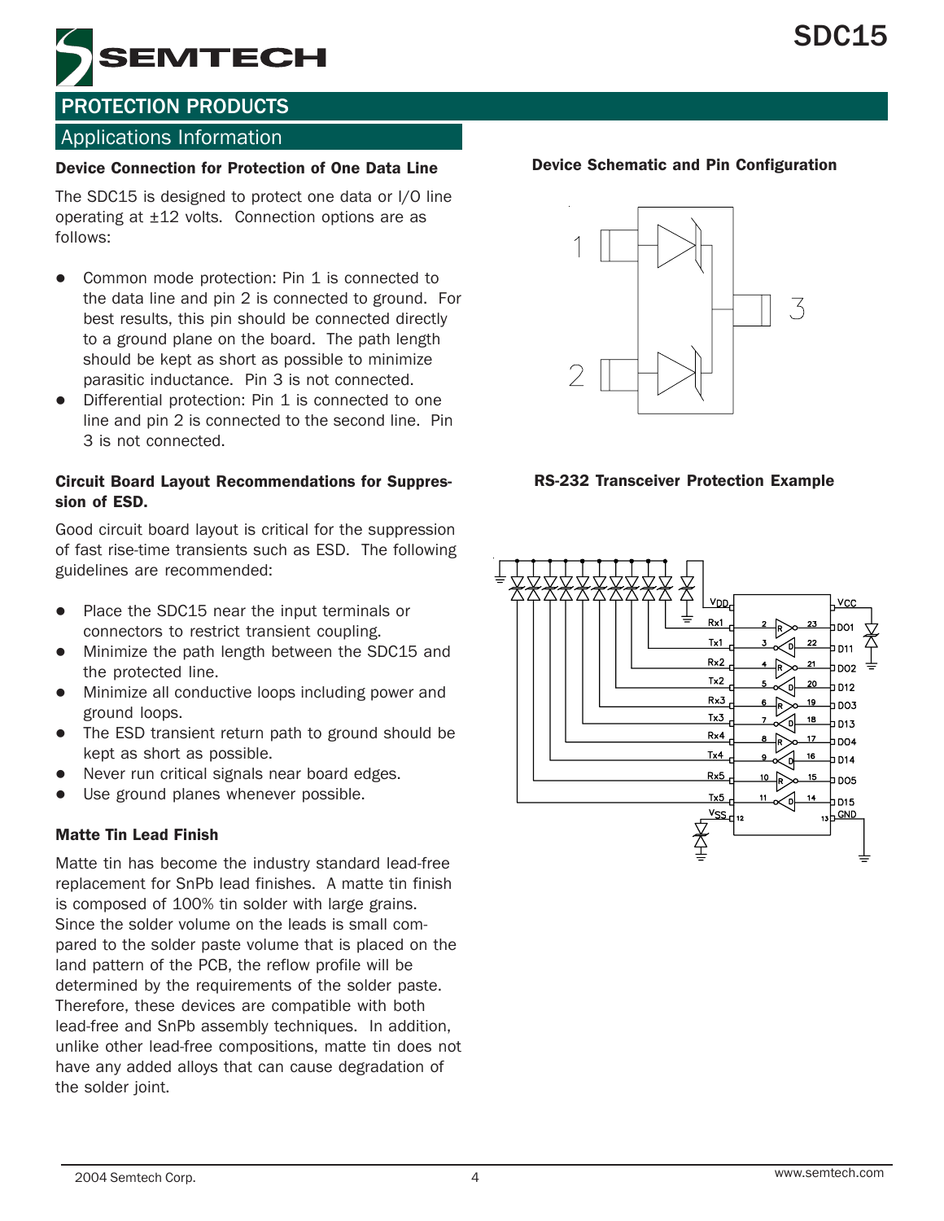## PROTECTION PRODUCTS

### Applications Information

**Device Connection for Protection of One Data Line**

The SDC15 is designed to protect one data or I/O line operating at ±12 volts. Connection options are as follows:

- Common mode protection: Pin 1 is connected to the data line and pin 2 is connected to ground. For best results, this pin should be connected directly to a ground plane on the board. The path length should be kept as short as possible to minimize parasitic inductance. Pin 3 is not connected.
- Differential protection: Pin 1 is connected to one line and pin 2 is connected to the second line. Pin 3 is not connected.

**Circuit Board Layout Recommendations for Suppression of ESD.**

Good circuit board layout is critical for the suppression of fast rise-time transients such as ESD. The following guidelines are recommended:

- Place the SDC15 near the input terminals or connectors to restrict transient coupling.
- Minimize the path length between the SDC15 and the protected line.
- Minimize all conductive loops including power and ground loops.
- The ESD transient return path to ground should be kept as short as possible.
- Never run critical signals near board edges.
- Use ground planes whenever possible.

**Matte Tin Lead Finish**

Matte tin has become the industry standard lead-free replacement for SnPb lead finishes. A matte tin finish is composed of 100% tin solder with large grains. Since the solder volume on the leads is small compared to the solder paste volume that is placed on the land pattern of the PCB, the reflow profile will be determined by the requirements of the solder paste. Therefore, these devices are compatible with both lead-free and SnPb assembly techniques. In addition, unlike other lead-free compositions, matte tin does not have any added alloys that can cause degradation of the solder joint.

**Device Schematic and Pin Configuration**

**RS-232 Transceiver Protection Example**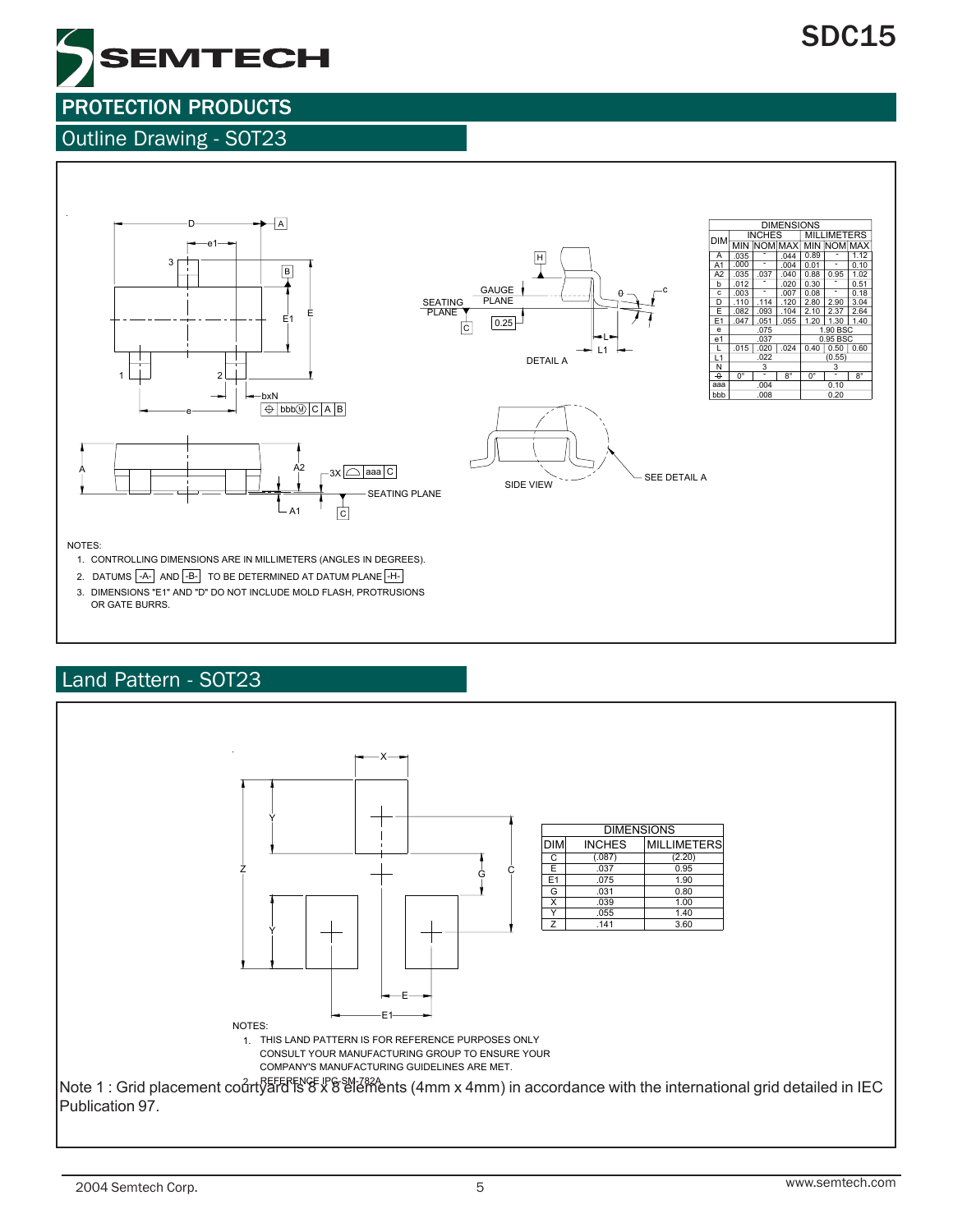## PROTECTION PRODUCTS

### Outline Drawing - SOT23

| DIM | INCHES | | | MILLIMETERS | | |
|---|---|---|---|---|---|---|
| | MIN | NOM | MAX | MIN | NOM | MAX |
| A | .035 | - | .044 | 0.89 | - | 1.12 |
| A1 | .000 | - | .004 | 0.01 | - | 0.10 |
| A2 | .035 | .037 | .040 | 0.88 | 0.95 | 1.02 |
| b | .012 | - | .020 | 0.30 | - | 0.51 |
| c | .003 | - | .007 | 0.08 | - | 0.18 |
| D | .110 | .114 | .120 | 2.80 | 2.90 | 3.04 |
| E | .082 | .093 | .104 | 2.10 | 2.37 | 2.64 |
| E1 | .047 | .051 | .055 | 1.20 | 1.30 | 1.40 |
| e | | .075 | | | 1.90 BSC | |
| e1 | | .037 | | | 0.95 BSC | |
| L | .015 | .020 | .024 | 0.40 | 0.50 | 0.60 |
| L1 | | .022 | | | (0.55) | |
| N | | 3 | | | 3 | |
| θ | 0° | - | 8° | 0° | - | 8° |
| aaa | | .004 | | | 0.10 | |
| bbb | | .008 | | | 0.20 | |

NOTES:

1. CONTROLLING DIMENSIONS ARE IN MILLIMETERS (ANGLES IN DEGREES).
2. DATUMS -A- AND -B- TO BE DETERMINED AT DATUM PLANE -H-
3. DIMENSIONS "E1" AND "D" DO NOT INCLUDE MOLD FLASH, PROTRUSIONS OR GATE BURRS.

### Land Pattern - SOT23

| DIM | INCHES | MILLIMETERS |
|---|---|---|
| C | (.087) | (2.20) |
| E | .037 | 0.95 |
| E1 | .075 | 1.90 |
| G | .031 | 0.80 |
| X | .039 | 1.00 |
| Y | .055 | 1.40 |
| Z | .141 | 3.60 |

NOTES:

1. THIS LAND PATTERN IS FOR REFERENCE PURPOSES ONLY CONSULT YOUR MANUFACTURING GROUP TO ENSURE YOUR COMPANY'S MANUFACTURING GUIDELINES ARE MET.
2. REFERENCE IPC-SM-782A.

Note 1 : Grid placement courtyard is 8 x 8 elements (4mm x 4mm) in accordance with the international grid detailed in IEC Publication 97.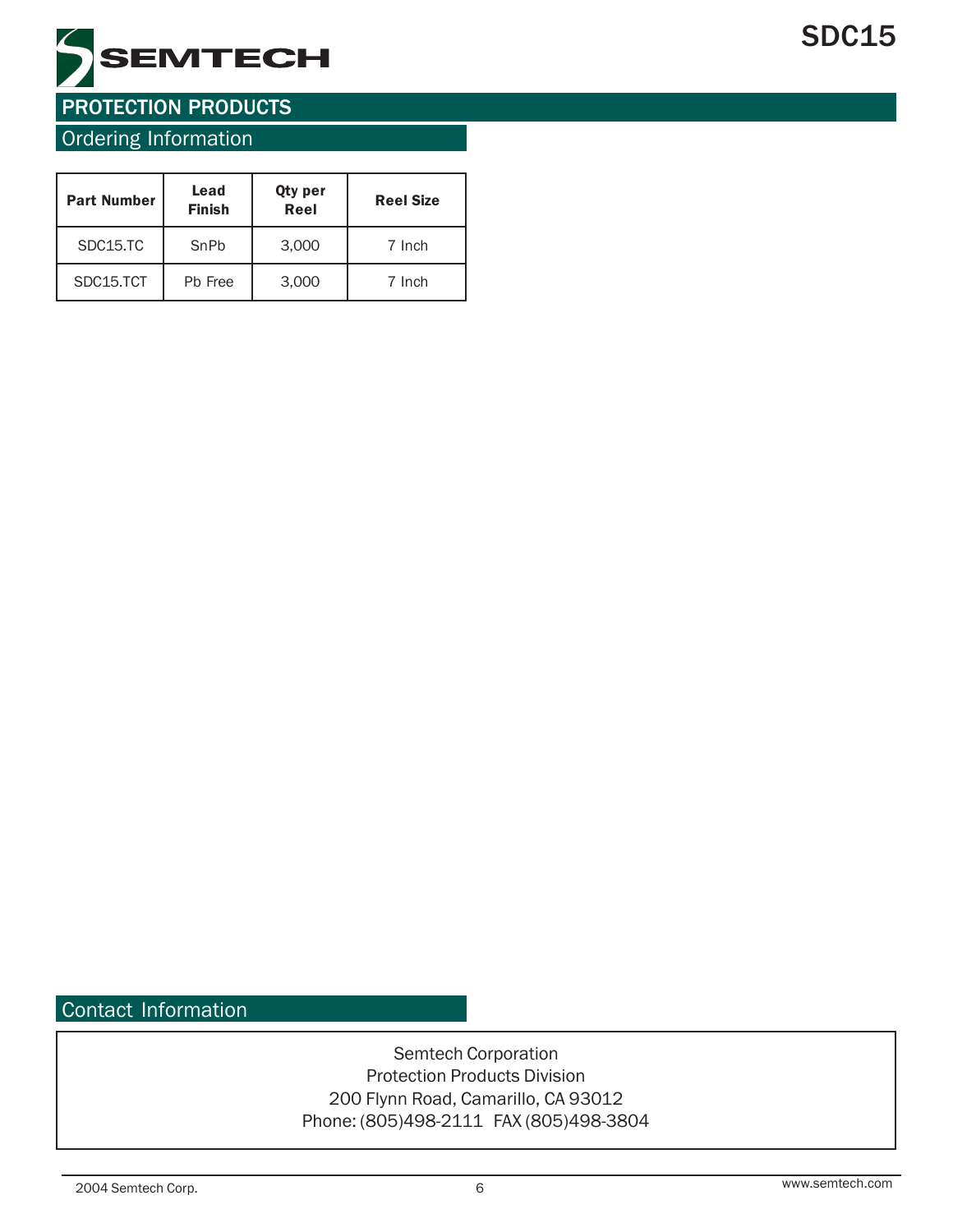## PROTECTION PRODUCTS

### Ordering Information

| Part Number | Lead Finish | Qty per Reel | Reel Size |
|---|---|---|---|
| SDC15.TC | SnPb | 3,000 | 7 Inch |
| SDC15.TCT | Pb Free | 3,000 | 7 Inch |

### Contact Information

Semtech Corporation
Protection Products Division
200 Flynn Road, Camarillo, CA 93012
Phone: (805)498-2111 FAX (805)498-3804